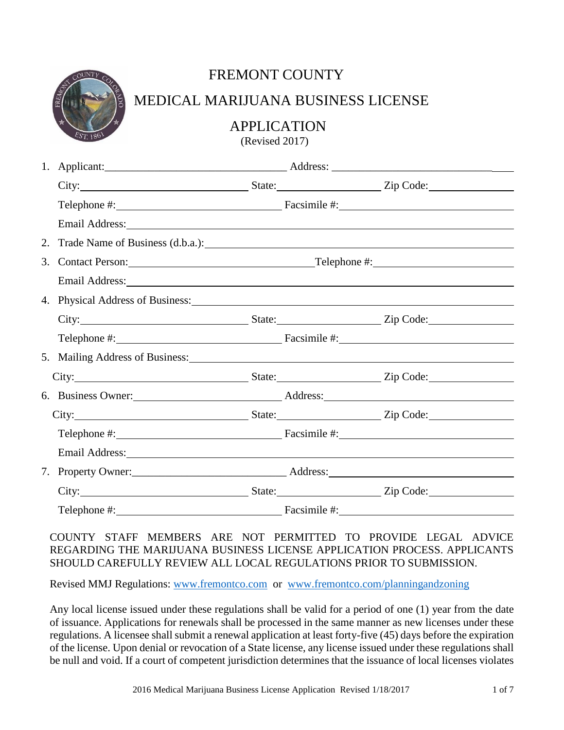# FREMONT COUNTY

# MEDICAL MARIJUANA BUSINESS LICENSE

# APPLICATION

(Revised 2017)

1. Applicant:\_\_\_\_\_\_\_\_\_\_\_\_\_\_\_\_\_\_\_\_\_\_\_\_\_\_\_\_\_\_ Address: \_\_\_\_\_\_\_\_\_\_\_\_\_\_\_\_\_\_\_\_\_\_\_\_\_\_\_\_\_\_
   City:\_\_\_\_\_\_\_\_\_\_\_\_\_\_\_\_\_\_\_\_\_\_\_\_\_\_\_\_ State:\_\_\_\_\_\_\_\_\_\_\_\_\_\_\_\_\_ Zip Code:\_\_\_\_\_\_\_\_\_\_\_\_\_\_
   Telephone #:\_\_\_\_\_\_\_\_\_\_\_\_\_\_\_\_\_\_\_\_\_\_\_\_\_\_\_\_ Facsimile #:\_\_\_\_\_\_\_\_\_\_\_\_\_\_\_\_\_\_\_\_\_\_\_\_\_\_\_\_
   Email Address:\_\_\_\_\_\_\_\_\_\_\_\_\_\_\_\_\_\_\_\_\_\_\_\_\_\_\_\_\_\_\_\_\_\_\_\_\_\_\_\_\_\_\_\_\_\_\_\_\_\_\_\_\_\_\_\_\_\_\_\_
2. Trade Name of Business (d.b.a.):\_\_\_\_\_\_\_\_\_\_\_\_\_\_\_\_\_\_\_\_\_\_\_\_\_\_\_\_\_\_\_\_\_\_\_\_\_\_\_\_\_\_\_\_\_\_\_\_
3. Contact Person:\_\_\_\_\_\_\_\_\_\_\_\_\_\_\_\_\_\_\_\_\_\_\_\_\_\_\_\_\_\_Telephone #:\_\_\_\_\_\_\_\_\_\_\_\_\_\_\_\_\_\_\_\_\_\_\_\_\_
   Email Address:\_\_\_\_\_\_\_\_\_\_\_\_\_\_\_\_\_\_\_\_\_\_\_\_\_\_\_\_\_\_\_\_\_\_\_\_\_\_\_\_\_\_\_\_\_\_\_\_\_\_\_\_\_\_\_\_\_\_\_\_
4. Physical Address of Business:\_\_\_\_\_\_\_\_\_\_\_\_\_\_\_\_\_\_\_\_\_\_\_\_\_\_\_\_\_\_\_\_\_\_\_\_\_\_\_\_\_\_\_\_\_\_\_\_\_\_
   City:\_\_\_\_\_\_\_\_\_\_\_\_\_\_\_\_\_\_\_\_\_\_\_\_\_\_\_\_ State:\_\_\_\_\_\_\_\_\_\_\_\_\_\_\_\_\_ Zip Code:\_\_\_\_\_\_\_\_\_\_\_\_\_\_
   Telephone #:\_\_\_\_\_\_\_\_\_\_\_\_\_\_\_\_\_\_\_\_\_\_\_\_\_\_\_\_ Facsimile #:\_\_\_\_\_\_\_\_\_\_\_\_\_\_\_\_\_\_\_\_\_\_\_\_\_\_\_\_
5. Mailing Address of Business:\_\_\_\_\_\_\_\_\_\_\_\_\_\_\_\_\_\_\_\_\_\_\_\_\_\_\_\_\_\_\_\_\_\_\_\_\_\_\_\_\_\_\_\_\_\_\_\_\_\_\_
   City:\_\_\_\_\_\_\_\_\_\_\_\_\_\_\_\_\_\_\_\_\_\_\_\_\_\_\_\_ State:\_\_\_\_\_\_\_\_\_\_\_\_\_\_\_\_\_ Zip Code:\_\_\_\_\_\_\_\_\_\_\_\_\_\_
6. Business Owner:\_\_\_\_\_\_\_\_\_\_\_\_\_\_\_\_\_\_\_\_\_\_\_\_\_\_ Address:\_\_\_\_\_\_\_\_\_\_\_\_\_\_\_\_\_\_\_\_\_\_\_\_\_\_\_\_\_\_\_\_
   City:\_\_\_\_\_\_\_\_\_\_\_\_\_\_\_\_\_\_\_\_\_\_\_\_\_\_\_\_ State:\_\_\_\_\_\_\_\_\_\_\_\_\_\_\_\_\_ Zip Code:\_\_\_\_\_\_\_\_\_\_\_\_\_\_
   Telephone #:\_\_\_\_\_\_\_\_\_\_\_\_\_\_\_\_\_\_\_\_\_\_\_\_\_\_\_\_ Facsimile #:\_\_\_\_\_\_\_\_\_\_\_\_\_\_\_\_\_\_\_\_\_\_\_\_\_\_\_\_
   Email Address:\_\_\_\_\_\_\_\_\_\_\_\_\_\_\_\_\_\_\_\_\_\_\_\_\_\_\_\_\_\_\_\_\_\_\_\_\_\_\_\_\_\_\_\_\_\_\_\_\_\_\_\_\_\_\_\_\_\_\_\_
7. Property Owner:\_\_\_\_\_\_\_\_\_\_\_\_\_\_\_\_\_\_\_\_\_\_\_\_\_\_ Address:\_\_\_\_\_\_\_\_\_\_\_\_\_\_\_\_\_\_\_\_\_\_\_\_\_\_\_\_\_\_\_\_
   City:\_\_\_\_\_\_\_\_\_\_\_\_\_\_\_\_\_\_\_\_\_\_\_\_\_\_\_\_ State:\_\_\_\_\_\_\_\_\_\_\_\_\_\_\_\_\_ Zip Code:\_\_\_\_\_\_\_\_\_\_\_\_\_\_
   Telephone #:\_\_\_\_\_\_\_\_\_\_\_\_\_\_\_\_\_\_\_\_\_\_\_\_\_\_\_\_ Facsimile #:\_\_\_\_\_\_\_\_\_\_\_\_\_\_\_\_\_\_\_\_\_\_\_\_\_\_\_\_

COUNTY STAFF MEMBERS ARE NOT PERMITTED TO PROVIDE LEGAL ADVICE REGARDING THE MARIJUANA BUSINESS LICENSE APPLICATION PROCESS. APPLICANTS SHOULD CAREFULLY REVIEW ALL LOCAL REGULATIONS PRIOR TO SUBMISSION.

Revised MMJ Regulations: [www.fremontco.com](http://www.fremontco.com) or [www.fremontco.com/planningandzoning](http://www.fremontco.com/planningandzoning)

Any local license issued under these regulations shall be valid for a period of one (1) year from the date of issuance. Applications for renewals shall be processed in the same manner as new licenses under these regulations. A licensee shall submit a renewal application at least forty-five (45) days before the expiration of the license. Upon denial or revocation of a State license, any license issued under these regulations shall be null and void. If a court of competent jurisdiction determines that the issuance of local licenses violates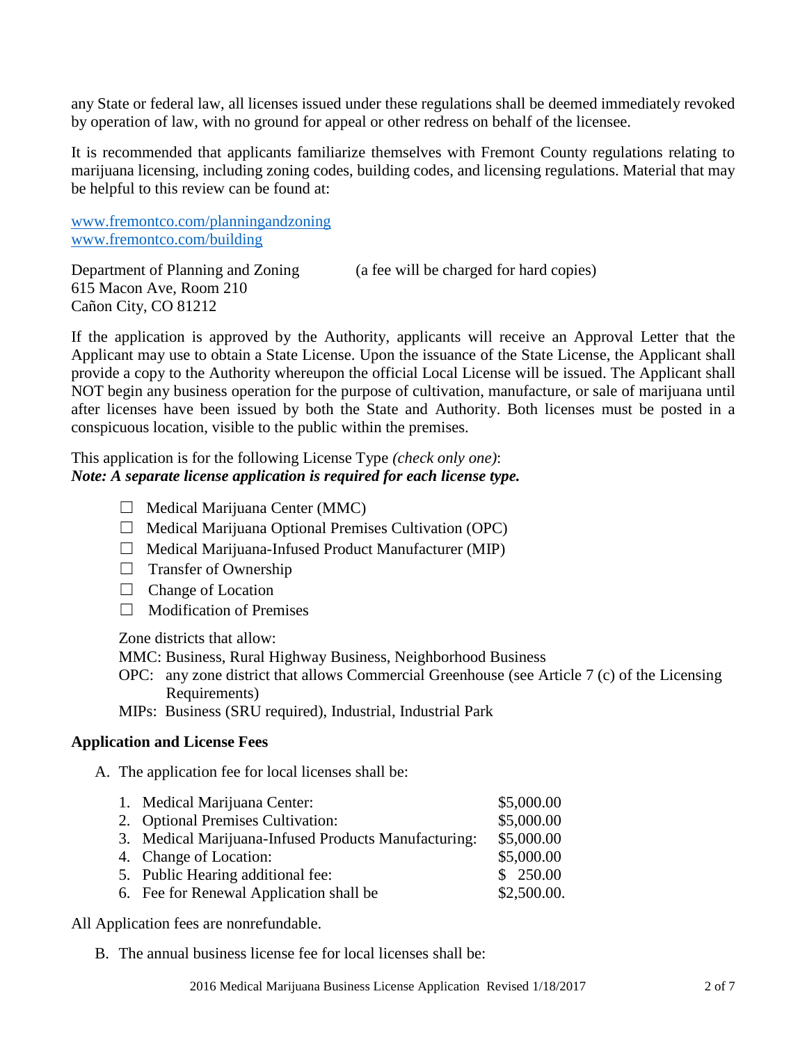any State or federal law, all licenses issued under these regulations shall be deemed immediately revoked by operation of law, with no ground for appeal or other redress on behalf of the licensee.

It is recommended that applicants familiarize themselves with Fremont County regulations relating to marijuana licensing, including zoning codes, building codes, and licensing regulations. Material that may be helpful to this review can be found at:

www.fremontco.com/planningandzoning
www.fremontco.com/building

Department of Planning and Zoning (a fee will be charged for hard copies)
615 Macon Ave, Room 210
Cañon City, CO 81212

If the application is approved by the Authority, applicants will receive an Approval Letter that the Applicant may use to obtain a State License. Upon the issuance of the State License, the Applicant shall provide a copy to the Authority whereupon the official Local License will be issued. The Applicant shall NOT begin any business operation for the purpose of cultivation, manufacture, or sale of marijuana until after licenses have been issued by both the State and Authority. Both licenses must be posted in a conspicuous location, visible to the public within the premises.

This application is for the following License Type *(check only one)*:
***Note: A separate license application is required for each license type.***

- ☐ Medical Marijuana Center (MMC)
- ☐ Medical Marijuana Optional Premises Cultivation (OPC)
- ☐ Medical Marijuana-Infused Product Manufacturer (MIP)
- ☐ Transfer of Ownership
- ☐ Change of Location
- ☐ Modification of Premises

Zone districts that allow:

MMC: Business, Rural Highway Business, Neighborhood Business

OPC: any zone district that allows Commercial Greenhouse (see Article 7 (c) of the Licensing Requirements)

MIPs: Business (SRU required), Industrial, Industrial Park

**Application and License Fees**

A. The application fee for local licenses shall be:

| | |
|---|---|
| 1. Medical Marijuana Center: | $5,000.00 |
| 2. Optional Premises Cultivation: | $5,000.00 |
| 3. Medical Marijuana-Infused Products Manufacturing: | $5,000.00 |
| 4. Change of Location: | $5,000.00 |
| 5. Public Hearing additional fee: | $ 250.00 |
| 6. Fee for Renewal Application shall be | $2,500.00. |

All Application fees are nonrefundable.

B. The annual business license fee for local licenses shall be: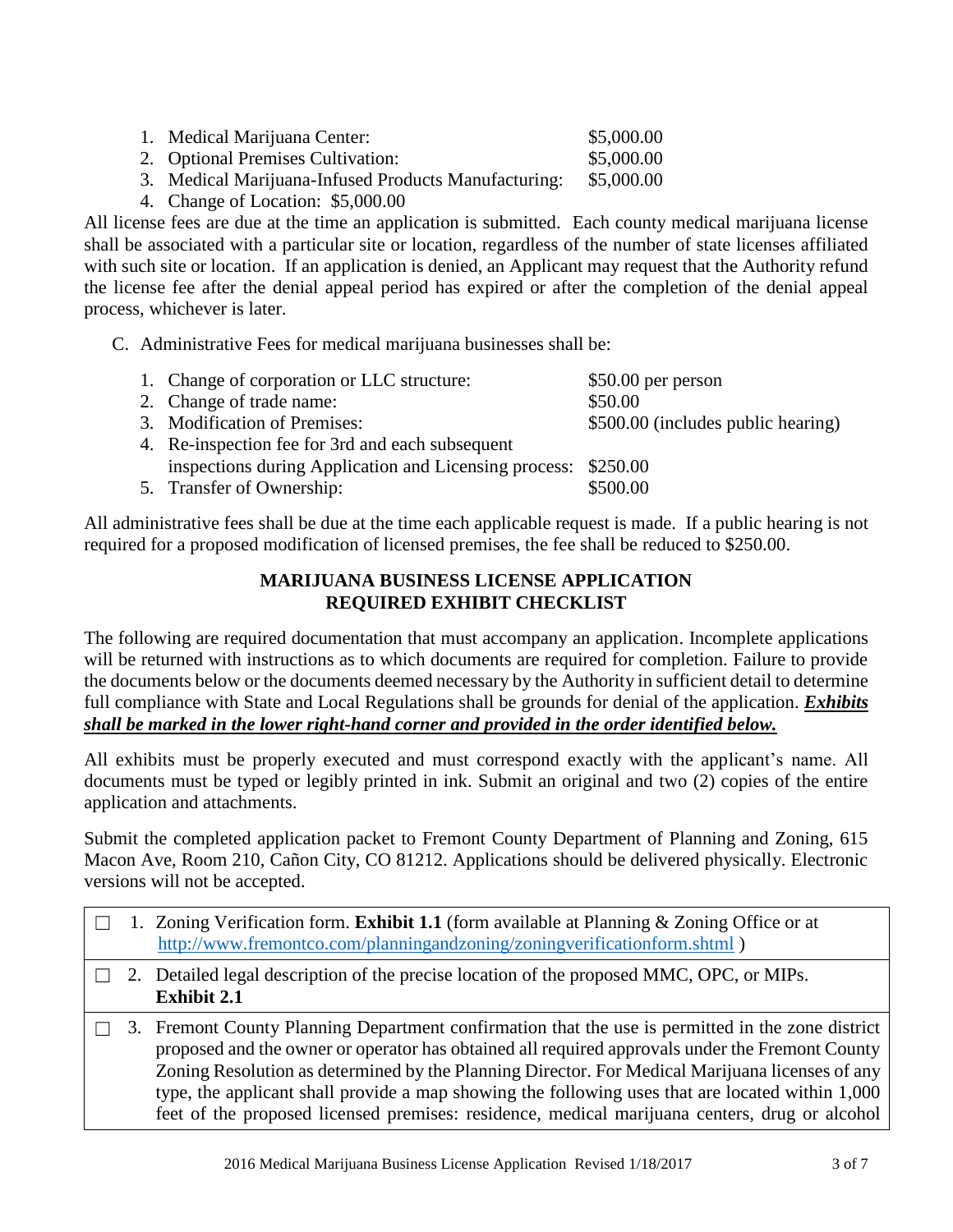1. Medical Marijuana Center: $5,000.00
2. Optional Premises Cultivation: $5,000.00
3. Medical Marijuana-Infused Products Manufacturing: $5,000.00
4. Change of Location: $5,000.00

All license fees are due at the time an application is submitted. Each county medical marijuana license shall be associated with a particular site or location, regardless of the number of state licenses affiliated with such site or location. If an application is denied, an Applicant may request that the Authority refund the license fee after the denial appeal period has expired or after the completion of the denial appeal process, whichever is later.

C. Administrative Fees for medical marijuana businesses shall be:

1. Change of corporation or LLC structure: $50.00 per person
2. Change of trade name: $50.00
3. Modification of Premises: $500.00 (includes public hearing)
4. Re-inspection fee for 3rd and each subsequent inspections during Application and Licensing process: $250.00
5. Transfer of Ownership: $500.00

All administrative fees shall be due at the time each applicable request is made. If a public hearing is not required for a proposed modification of licensed premises, the fee shall be reduced to $250.00.

## MARIJUANA BUSINESS LICENSE APPLICATION REQUIRED EXHIBIT CHECKLIST

The following are required documentation that must accompany an application. Incomplete applications will be returned with instructions as to which documents are required for completion. Failure to provide the documents below or the documents deemed necessary by the Authority in sufficient detail to determine full compliance with State and Local Regulations shall be grounds for denial of the application. ***Exhibits shall be marked in the lower right-hand corner and provided in the order identified below.***

All exhibits must be properly executed and must correspond exactly with the applicant's name. All documents must be typed or legibly printed in ink. Submit an original and two (2) copies of the entire application and attachments.

Submit the completed application packet to Fremont County Department of Planning and Zoning, 615 Macon Ave, Room 210, Cañon City, CO 81212. Applications should be delivered physically. Electronic versions will not be accepted.

| | |
|---|---|
| ☐ | 1. Zoning Verification form. **Exhibit 1.1** (form available at Planning & Zoning Office or at http://www.fremontco.com/planningandzoning/zoningverificationform.shtml ) |
| ☐ | 2. Detailed legal description of the precise location of the proposed MMC, OPC, or MIPs. **Exhibit 2.1** |
| ☐ | 3. Fremont County Planning Department confirmation that the use is permitted in the zone district proposed and the owner or operator has obtained all required approvals under the Fremont County Zoning Resolution as determined by the Planning Director. For Medical Marijuana licenses of any type, the applicant shall provide a map showing the following uses that are located within 1,000 feet of the proposed licensed premises: residence, medical marijuana centers, drug or alcohol |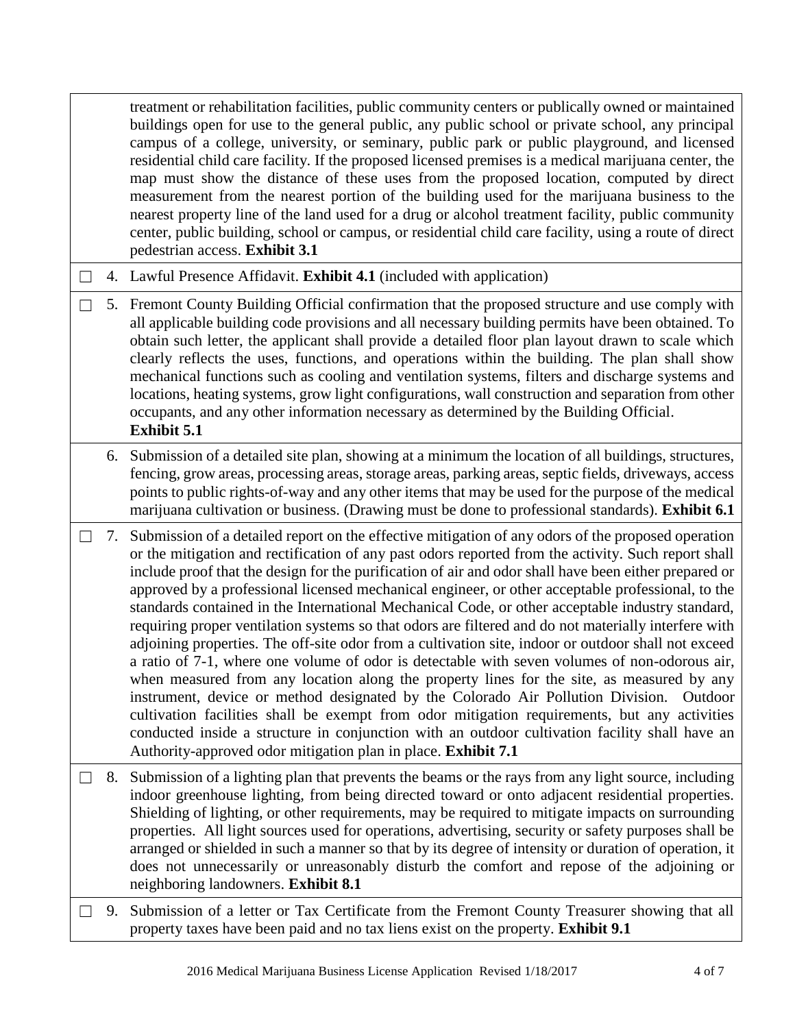| | | |
|---|---|---|
| | | treatment or rehabilitation facilities, public community centers or publically owned or maintained buildings open for use to the general public, any public school or private school, any principal campus of a college, university, or seminary, public park or public playground, and licensed residential child care facility. If the proposed licensed premises is a medical marijuana center, the map must show the distance of these uses from the proposed location, computed by direct measurement from the nearest portion of the building used for the marijuana business to the nearest property line of the land used for a drug or alcohol treatment facility, public community center, public building, school or campus, or residential child care facility, using a route of direct pedestrian access. **Exhibit 3.1** |
| ☐ | 4. | Lawful Presence Affidavit. **Exhibit 4.1** (included with application) |
| ☐ | 5. | Fremont County Building Official confirmation that the proposed structure and use comply with all applicable building code provisions and all necessary building permits have been obtained. To obtain such letter, the applicant shall provide a detailed floor plan layout drawn to scale which clearly reflects the uses, functions, and operations within the building. The plan shall show mechanical functions such as cooling and ventilation systems, filters and discharge systems and locations, heating systems, grow light configurations, wall construction and separation from other occupants, and any other information necessary as determined by the Building Official. **Exhibit 5.1** |
| | 6. | Submission of a detailed site plan, showing at a minimum the location of all buildings, structures, fencing, grow areas, processing areas, storage areas, parking areas, septic fields, driveways, access points to public rights-of-way and any other items that may be used for the purpose of the medical marijuana cultivation or business. (Drawing must be done to professional standards). **Exhibit 6.1** |
| ☐ | 7. | Submission of a detailed report on the effective mitigation of any odors of the proposed operation or the mitigation and rectification of any past odors reported from the activity. Such report shall include proof that the design for the purification of air and odor shall have been either prepared or approved by a professional licensed mechanical engineer, or other acceptable professional, to the standards contained in the International Mechanical Code, or other acceptable industry standard, requiring proper ventilation systems so that odors are filtered and do not materially interfere with adjoining properties. The off-site odor from a cultivation site, indoor or outdoor shall not exceed a ratio of 7-1, where one volume of odor is detectable with seven volumes of non-odorous air, when measured from any location along the property lines for the site, as measured by any instrument, device or method designated by the Colorado Air Pollution Division. Outdoor cultivation facilities shall be exempt from odor mitigation requirements, but any activities conducted inside a structure in conjunction with an outdoor cultivation facility shall have an Authority-approved odor mitigation plan in place. **Exhibit 7.1** |
| ☐ | 8. | Submission of a lighting plan that prevents the beams or the rays from any light source, including indoor greenhouse lighting, from being directed toward or onto adjacent residential properties. Shielding of lighting, or other requirements, may be required to mitigate impacts on surrounding properties. All light sources used for operations, advertising, security or safety purposes shall be arranged or shielded in such a manner so that by its degree of intensity or duration of operation, it does not unnecessarily or unreasonably disturb the comfort and repose of the adjoining or neighboring landowners. **Exhibit 8.1** |
| ☐ | 9. | Submission of a letter or Tax Certificate from the Fremont County Treasurer showing that all property taxes have been paid and no tax liens exist on the property. **Exhibit 9.1** |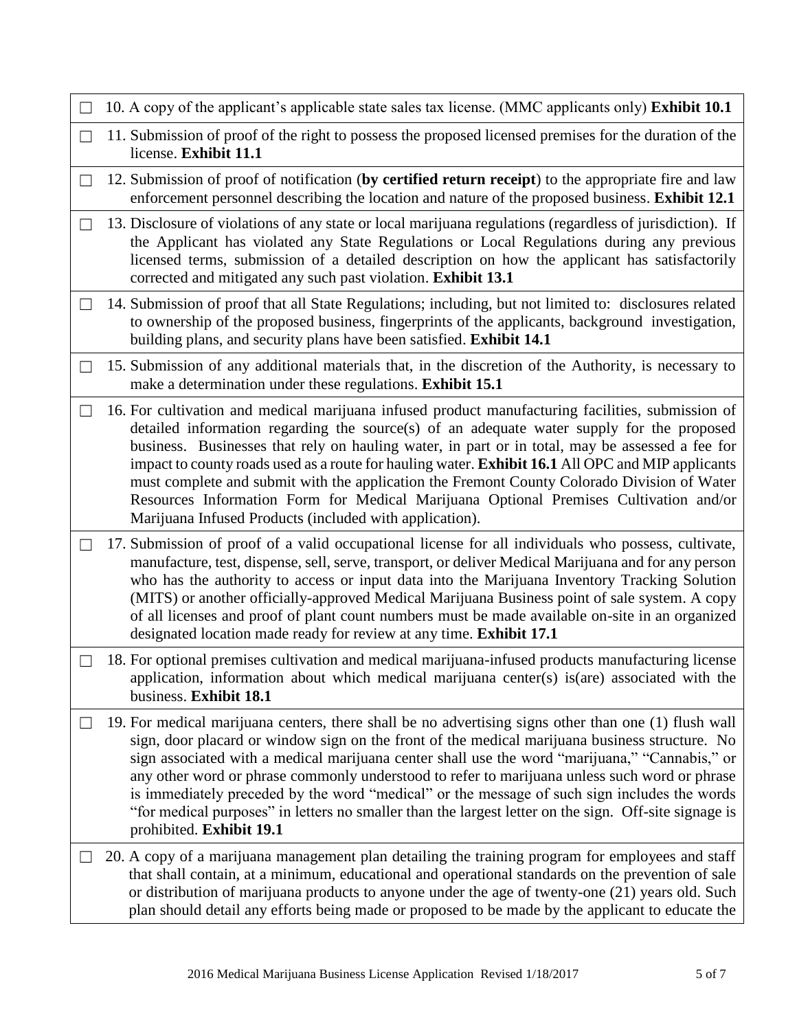- ☐ 10. A copy of the applicant's applicable state sales tax license. (MMC applicants only) **Exhibit 10.1**
- ☐ 11. Submission of proof of the right to possess the proposed licensed premises for the duration of the license. **Exhibit 11.1**
- ☐ 12. Submission of proof of notification (**by certified return receipt**) to the appropriate fire and law enforcement personnel describing the location and nature of the proposed business. **Exhibit 12.1**
- ☐ 13. Disclosure of violations of any state or local marijuana regulations (regardless of jurisdiction). If the Applicant has violated any State Regulations or Local Regulations during any previous licensed terms, submission of a detailed description on how the applicant has satisfactorily corrected and mitigated any such past violation. **Exhibit 13.1**
- ☐ 14. Submission of proof that all State Regulations; including, but not limited to: disclosures related to ownership of the proposed business, fingerprints of the applicants, background investigation, building plans, and security plans have been satisfied. **Exhibit 14.1**
- ☐ 15. Submission of any additional materials that, in the discretion of the Authority, is necessary to make a determination under these regulations. **Exhibit 15.1**
- ☐ 16. For cultivation and medical marijuana infused product manufacturing facilities, submission of detailed information regarding the source(s) of an adequate water supply for the proposed business. Businesses that rely on hauling water, in part or in total, may be assessed a fee for impact to county roads used as a route for hauling water. **Exhibit 16.1** All OPC and MIP applicants must complete and submit with the application the Fremont County Colorado Division of Water Resources Information Form for Medical Marijuana Optional Premises Cultivation and/or Marijuana Infused Products (included with application).
- ☐ 17. Submission of proof of a valid occupational license for all individuals who possess, cultivate, manufacture, test, dispense, sell, serve, transport, or deliver Medical Marijuana and for any person who has the authority to access or input data into the Marijuana Inventory Tracking Solution (MITS) or another officially-approved Medical Marijuana Business point of sale system. A copy of all licenses and proof of plant count numbers must be made available on-site in an organized designated location made ready for review at any time. **Exhibit 17.1**
- ☐ 18. For optional premises cultivation and medical marijuana-infused products manufacturing license application, information about which medical marijuana center(s) is(are) associated with the business. **Exhibit 18.1**
- ☐ 19. For medical marijuana centers, there shall be no advertising signs other than one (1) flush wall sign, door placard or window sign on the front of the medical marijuana business structure. No sign associated with a medical marijuana center shall use the word "marijuana," "Cannabis," or any other word or phrase commonly understood to refer to marijuana unless such word or phrase is immediately preceded by the word "medical" or the message of such sign includes the words "for medical purposes" in letters no smaller than the largest letter on the sign. Off-site signage is prohibited. **Exhibit 19.1**
- ☐ 20. A copy of a marijuana management plan detailing the training program for employees and staff that shall contain, at a minimum, educational and operational standards on the prevention of sale or distribution of marijuana products to anyone under the age of twenty-one (21) years old. Such plan should detail any efforts being made or proposed to be made by the applicant to educate the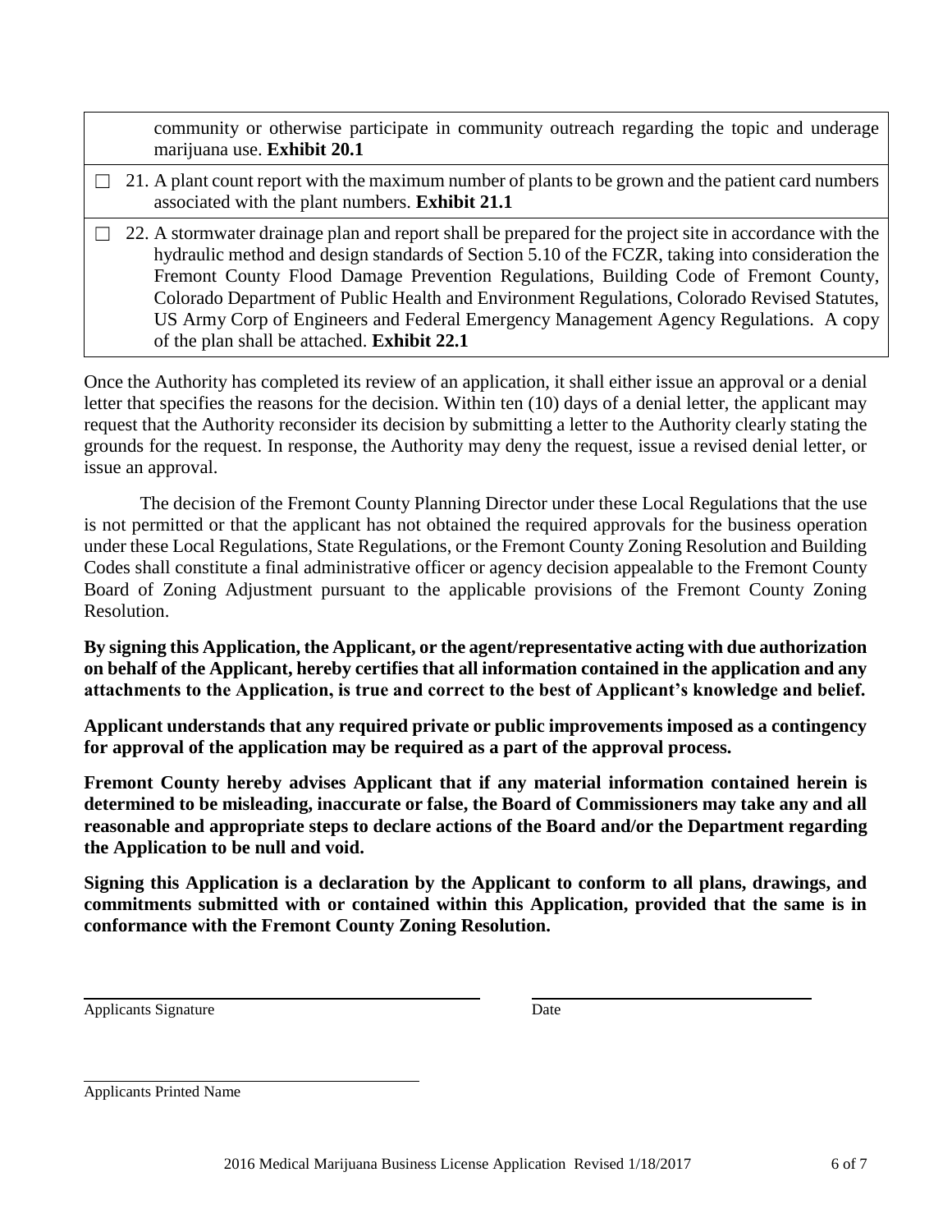| | |
|---|---|
| | community or otherwise participate in community outreach regarding the topic and underage marijuana use. **Exhibit 20.1** |
| ☐ | 21. A plant count report with the maximum number of plants to be grown and the patient card numbers associated with the plant numbers. **Exhibit 21.1** |
| ☐ | 22. A stormwater drainage plan and report shall be prepared for the project site in accordance with the hydraulic method and design standards of Section 5.10 of the FCZR, taking into consideration the Fremont County Flood Damage Prevention Regulations, Building Code of Fremont County, Colorado Department of Public Health and Environment Regulations, Colorado Revised Statutes, US Army Corp of Engineers and Federal Emergency Management Agency Regulations. A copy of the plan shall be attached. **Exhibit 22.1** |

Once the Authority has completed its review of an application, it shall either issue an approval or a denial letter that specifies the reasons for the decision. Within ten (10) days of a denial letter, the applicant may request that the Authority reconsider its decision by submitting a letter to the Authority clearly stating the grounds for the request. In response, the Authority may deny the request, issue a revised denial letter, or issue an approval.

The decision of the Fremont County Planning Director under these Local Regulations that the use is not permitted or that the applicant has not obtained the required approvals for the business operation under these Local Regulations, State Regulations, or the Fremont County Zoning Resolution and Building Codes shall constitute a final administrative officer or agency decision appealable to the Fremont County Board of Zoning Adjustment pursuant to the applicable provisions of the Fremont County Zoning Resolution.

**By signing this Application, the Applicant, or the agent/representative acting with due authorization on behalf of the Applicant, hereby certifies that all information contained in the application and any attachments to the Application, is true and correct to the best of Applicant's knowledge and belief.**

**Applicant understands that any required private or public improvements imposed as a contingency for approval of the application may be required as a part of the approval process.**

**Fremont County hereby advises Applicant that if any material information contained herein is determined to be misleading, inaccurate or false, the Board of Commissioners may take any and all reasonable and appropriate steps to declare actions of the Board and/or the Department regarding the Application to be null and void.**

**Signing this Application is a declaration by the Applicant to conform to all plans, drawings, and commitments submitted with or contained within this Application, provided that the same is in conformance with the Fremont County Zoning Resolution.**

______________________________ ______________________________

Applicants Signature Date

______________________________

Applicants Printed Name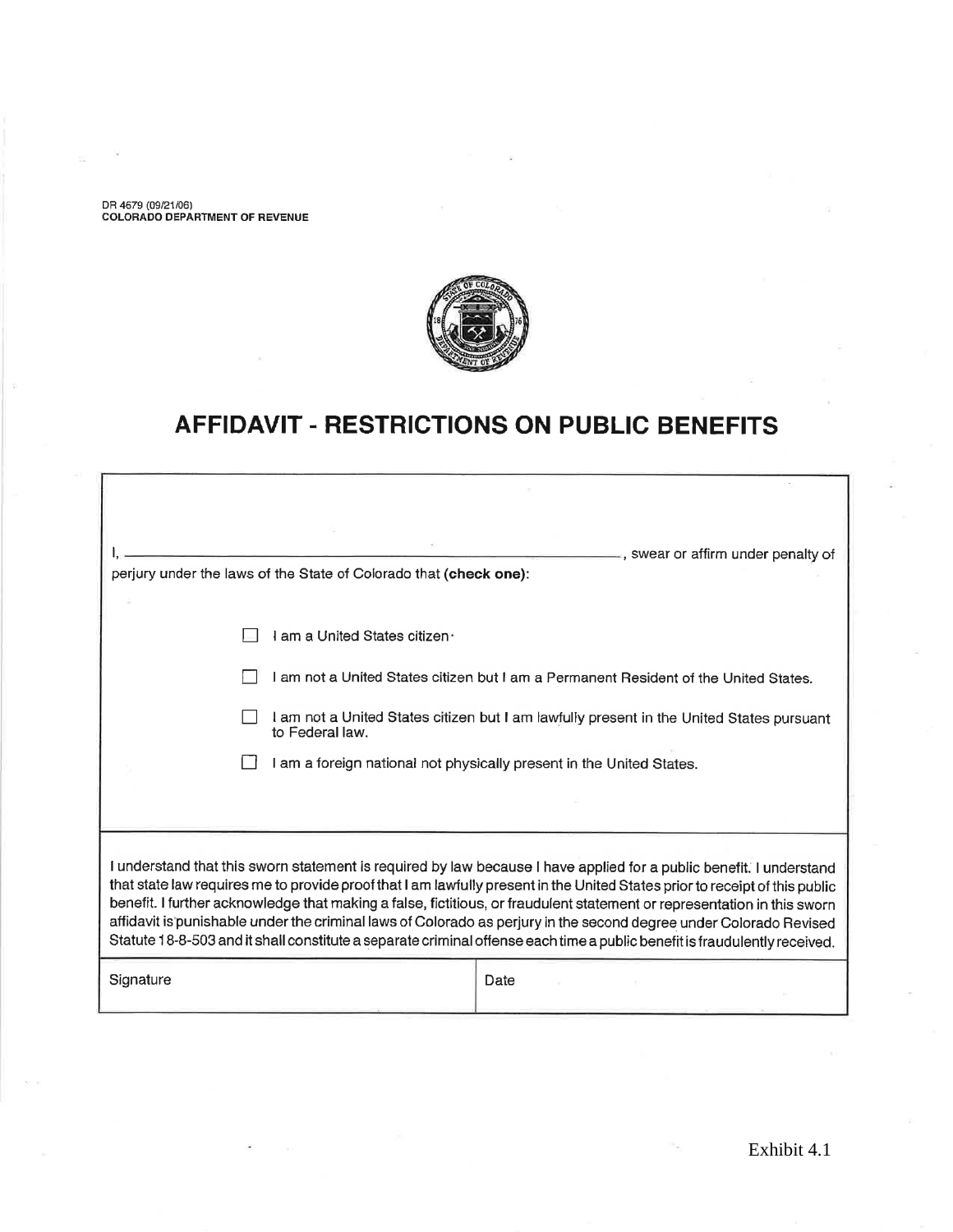DR 4679 (09/21/06)
**COLORADO DEPARTMENT OF REVENUE**

# AFFIDAVIT - RESTRICTIONS ON PUBLIC BENEFITS

I, \_\_\_\_\_\_\_\_\_\_\_\_\_\_\_\_\_\_\_\_\_\_\_\_\_\_\_\_\_\_\_\_\_\_\_\_\_\_\_\_\_\_\_\_\_\_\_\_, swear or affirm under penalty of perjury under the laws of the State of Colorado that **(check one)**:

- ☐ I am a United States citizen.
- ☐ I am not a United States citizen but I am a Permanent Resident of the United States.
- ☐ I am not a United States citizen but I am lawfully present in the United States pursuant to Federal law.
- ☐ I am a foreign national not physically present in the United States.

I understand that this sworn statement is required by law because I have applied for a public benefit. I understand that state law requires me to provide proof that I am lawfully present in the United States prior to receipt of this public benefit. I further acknowledge that making a false, fictitious, or fraudulent statement or representation in this sworn affidavit is punishable under the criminal laws of Colorado as perjury in the second degree under Colorado Revised Statute 18-8-503 and it shall constitute a separate criminal offense each time a public benefit is fraudulently received.

| Signature | Date |
|---|---|
| | |

Exhibit 4.1